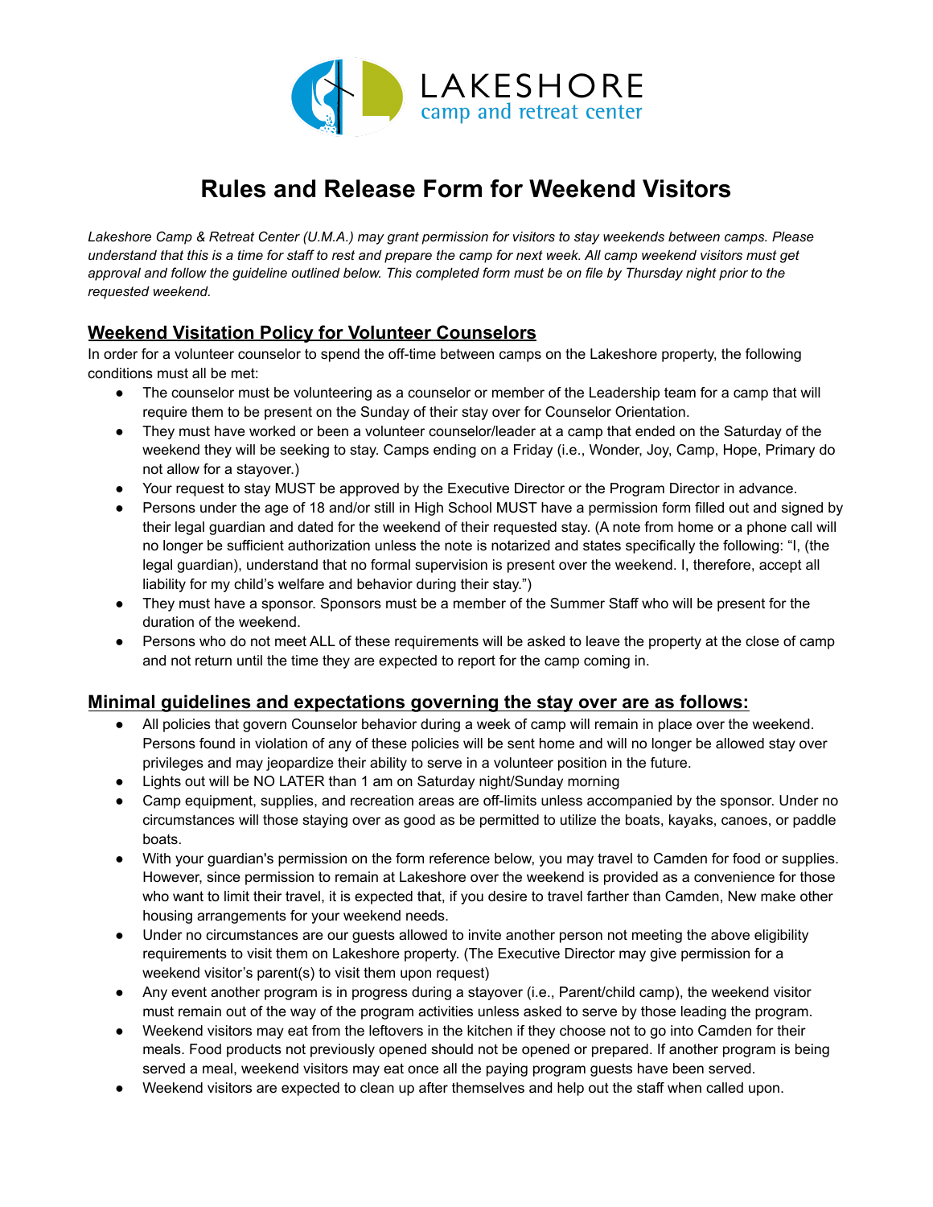LAKESHORE
camp and retreat center

# Rules and Release Form for Weekend Visitors

*Lakeshore Camp & Retreat Center (U.M.A.) may grant permission for visitors to stay weekends between camps. Please understand that this is a time for staff to rest and prepare the camp for next week. All camp weekend visitors must get approval and follow the guideline outlined below. This completed form must be on file by Thursday night prior to the requested weekend.*

## Weekend Visitation Policy for Volunteer Counselors

In order for a volunteer counselor to spend the off-time between camps on the Lakeshore property, the following conditions must all be met:

- The counselor must be volunteering as a counselor or member of the Leadership team for a camp that will require them to be present on the Sunday of their stay over for Counselor Orientation.
- They must have worked or been a volunteer counselor/leader at a camp that ended on the Saturday of the weekend they will be seeking to stay. Camps ending on a Friday (i.e., Wonder, Joy, Camp, Hope, Primary do not allow for a stayover.)
- Your request to stay MUST be approved by the Executive Director or the Program Director in advance.
- Persons under the age of 18 and/or still in High School MUST have a permission form filled out and signed by their legal guardian and dated for the weekend of their requested stay. (A note from home or a phone call will no longer be sufficient authorization unless the note is notarized and states specifically the following: "I, (the legal guardian), understand that no formal supervision is present over the weekend. I, therefore, accept all liability for my child's welfare and behavior during their stay.")
- They must have a sponsor. Sponsors must be a member of the Summer Staff who will be present for the duration of the weekend.
- Persons who do not meet ALL of these requirements will be asked to leave the property at the close of camp and not return until the time they are expected to report for the camp coming in.

## Minimal guidelines and expectations governing the stay over are as follows:

- All policies that govern Counselor behavior during a week of camp will remain in place over the weekend. Persons found in violation of any of these policies will be sent home and will no longer be allowed stay over privileges and may jeopardize their ability to serve in a volunteer position in the future.
- Lights out will be NO LATER than 1 am on Saturday night/Sunday morning
- Camp equipment, supplies, and recreation areas are off-limits unless accompanied by the sponsor. Under no circumstances will those staying over as good as be permitted to utilize the boats, kayaks, canoes, or paddle boats.
- With your guardian's permission on the form reference below, you may travel to Camden for food or supplies. However, since permission to remain at Lakeshore over the weekend is provided as a convenience for those who want to limit their travel, it is expected that, if you desire to travel farther than Camden, New make other housing arrangements for your weekend needs.
- Under no circumstances are our guests allowed to invite another person not meeting the above eligibility requirements to visit them on Lakeshore property. (The Executive Director may give permission for a weekend visitor's parent(s) to visit them upon request)
- Any event another program is in progress during a stayover (i.e., Parent/child camp), the weekend visitor must remain out of the way of the program activities unless asked to serve by those leading the program.
- Weekend visitors may eat from the leftovers in the kitchen if they choose not to go into Camden for their meals. Food products not previously opened should not be opened or prepared. If another program is being served a meal, weekend visitors may eat once all the paying program guests have been served.
- Weekend visitors are expected to clean up after themselves and help out the staff when called upon.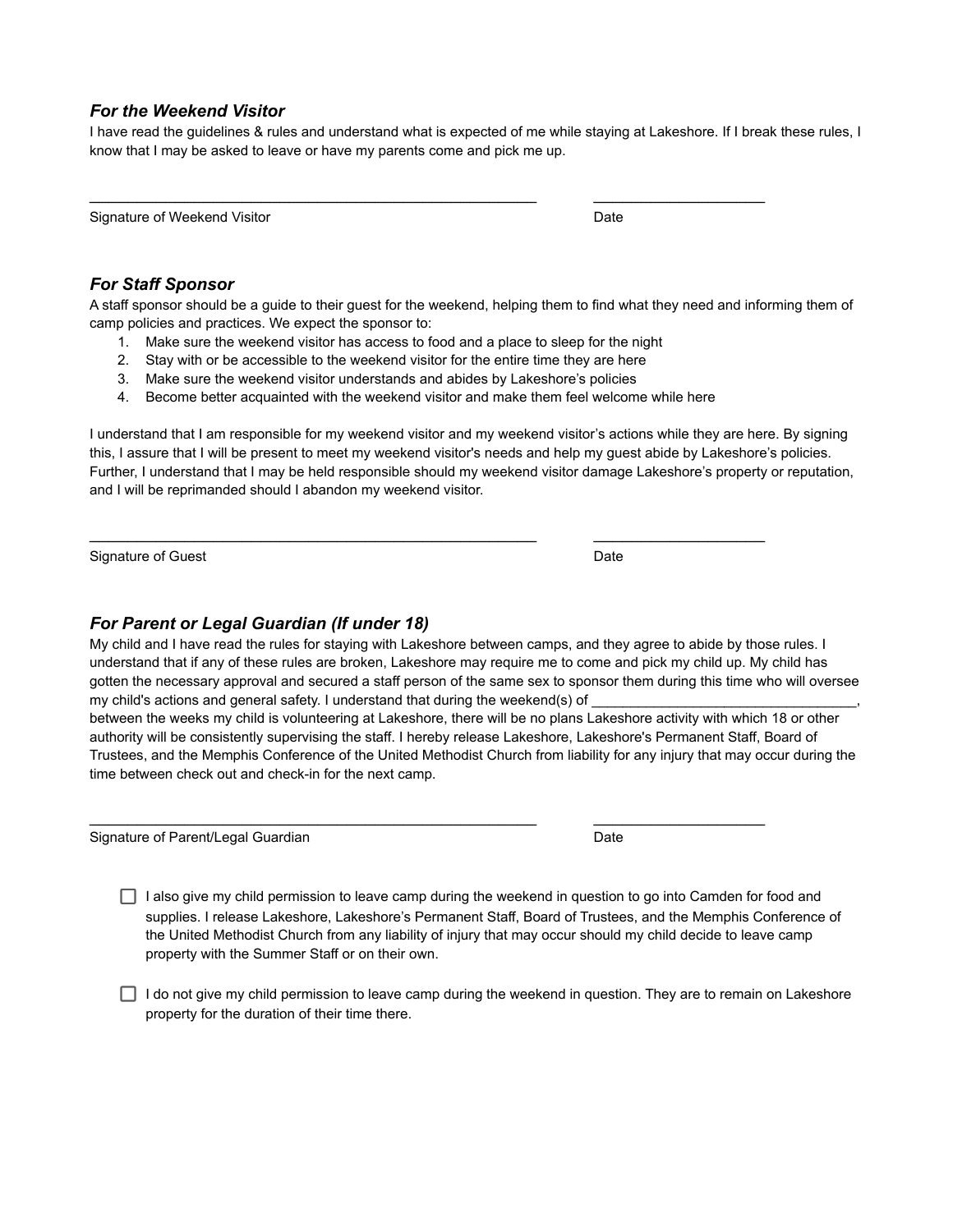### *For the Weekend Visitor*

I have read the guidelines & rules and understand what is expected of me while staying at Lakeshore. If I break these rules, I know that I may be asked to leave or have my parents come and pick me up.

_______________________________________________ ____________________

Signature of Weekend Visitor Date

### *For Staff Sponsor*

A staff sponsor should be a guide to their guest for the weekend, helping them to find what they need and informing them of camp policies and practices. We expect the sponsor to:

1. Make sure the weekend visitor has access to food and a place to sleep for the night
2. Stay with or be accessible to the weekend visitor for the entire time they are here
3. Make sure the weekend visitor understands and abides by Lakeshore's policies
4. Become better acquainted with the weekend visitor and make them feel welcome while here

I understand that I am responsible for my weekend visitor and my weekend visitor's actions while they are here. By signing this, I assure that I will be present to meet my weekend visitor's needs and help my guest abide by Lakeshore's policies. Further, I understand that I may be held responsible should my weekend visitor damage Lakeshore's property or reputation, and I will be reprimanded should I abandon my weekend visitor.

_______________________________________________ ____________________

Signature of Guest Date

### *For Parent or Legal Guardian (If under 18)*

My child and I have read the rules for staying with Lakeshore between camps, and they agree to abide by those rules. I understand that if any of these rules are broken, Lakeshore may require me to come and pick my child up. My child has gotten the necessary approval and secured a staff person of the same sex to sponsor them during this time who will oversee my child's actions and general safety. I understand that during the weekend(s) of __________________________________, between the weeks my child is volunteering at Lakeshore, there will be no plans Lakeshore activity with which 18 or other authority will be consistently supervising the staff. I hereby release Lakeshore, Lakeshore's Permanent Staff, Board of Trustees, and the Memphis Conference of the United Methodist Church from liability for any injury that may occur during the time between check out and check-in for the next camp.

_______________________________________________ ____________________

Signature of Parent/Legal Guardian Date

- ☐ I also give my child permission to leave camp during the weekend in question to go into Camden for food and supplies. I release Lakeshore, Lakeshore's Permanent Staff, Board of Trustees, and the Memphis Conference of the United Methodist Church from any liability of injury that may occur should my child decide to leave camp property with the Summer Staff or on their own.

- ☐ I do not give my child permission to leave camp during the weekend in question. They are to remain on Lakeshore property for the duration of their time there.